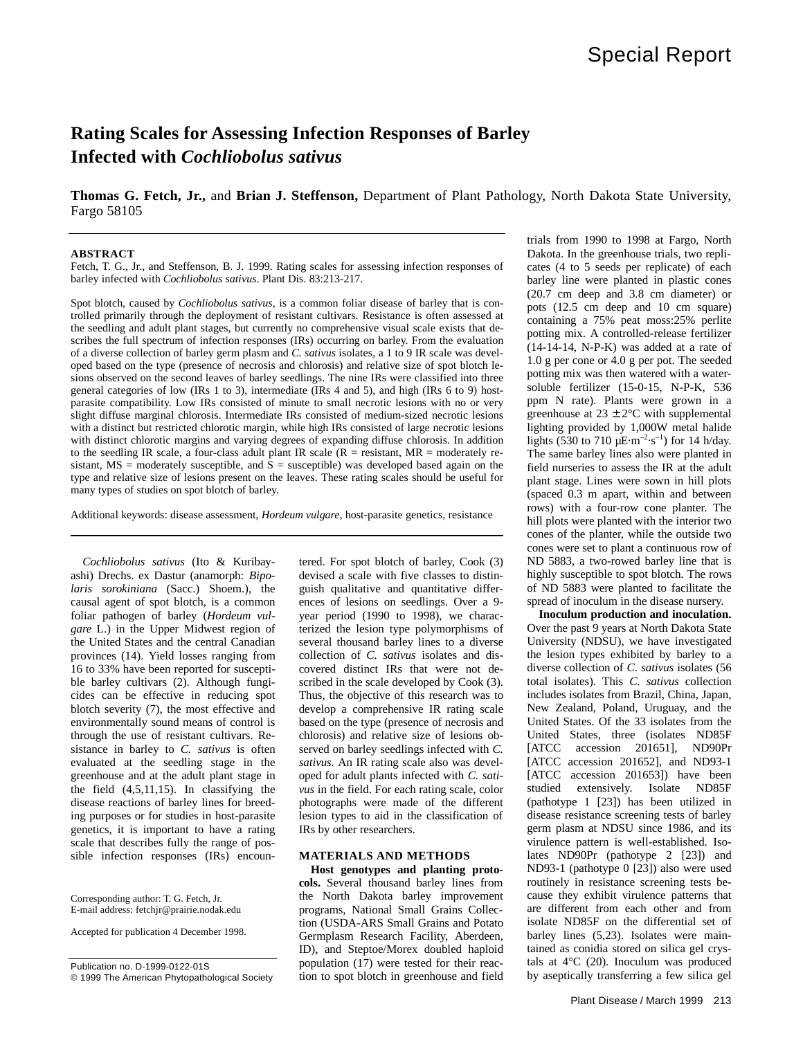Special Report

# Rating Scales for Assessing Infection Responses of Barley Infected with *Cochliobolus sativus*

**Thomas G. Fetch, Jr.,** and **Brian J. Steffenson,** Department of Plant Pathology, North Dakota State University, Fargo 58105

## ABSTRACT

Fetch, T. G., Jr., and Steffenson, B. J. 1999. Rating scales for assessing infection responses of barley infected with *Cochliobolus sativus*. Plant Dis. 83:213-217.

Spot blotch, caused by *Cochliobolus sativus,* is a common foliar disease of barley that is controlled primarily through the deployment of resistant cultivars. Resistance is often assessed at the seedling and adult plant stages, but currently no comprehensive visual scale exists that describes the full spectrum of infection responses (IRs) occurring on barley. From the evaluation of a diverse collection of barley germ plasm and *C. sativus* isolates, a 1 to 9 IR scale was developed based on the type (presence of necrosis and chlorosis) and relative size of spot blotch lesions observed on the second leaves of barley seedlings. The nine IRs were classified into three general categories of low (IRs 1 to 3), intermediate (IRs 4 and 5), and high (IRs 6 to 9) host-parasite compatibility. Low IRs consisted of minute to small necrotic lesions with no or very slight diffuse marginal chlorosis. Intermediate IRs consisted of medium-sized necrotic lesions with a distinct but restricted chlorotic margin, while high IRs consisted of large necrotic lesions with distinct chlorotic margins and varying degrees of expanding diffuse chlorosis. In addition to the seedling IR scale, a four-class adult plant IR scale (R = resistant, MR = moderately resistant, MS = moderately susceptible, and S = susceptible) was developed based again on the type and relative size of lesions present on the leaves. These rating scales should be useful for many types of studies on spot blotch of barley.

Additional keywords: disease assessment, *Hordeum vulgare,* host-parasite genetics, resistance

*Cochliobolus sativus* (Ito & Kuribayashi) Drechs. ex Dastur (anamorph: *Bipolaris sorokiniana* (Sacc.) Shoem.), the causal agent of spot blotch, is a common foliar pathogen of barley (*Hordeum vulgare* L.) in the Upper Midwest region of the United States and the central Canadian provinces (14). Yield losses ranging from 16 to 33% have been reported for susceptible barley cultivars (2). Although fungicides can be effective in reducing spot blotch severity (7), the most effective and environmentally sound means of control is through the use of resistant cultivars. Resistance in barley to *C. sativus* is often evaluated at the seedling stage in the greenhouse and at the adult plant stage in the field (4,5,11,15). In classifying the disease reactions of barley lines for breeding purposes or for studies in host-parasite genetics, it is important to have a rating scale that describes fully the range of possible infection responses (IRs) encountered. For spot blotch of barley, Cook (3) devised a scale with five classes to distinguish qualitative and quantitative differences of lesions on seedlings. Over a 9-year period (1990 to 1998), we characterized the lesion type polymorphisms of several thousand barley lines to a diverse collection of *C. sativus* isolates and discovered distinct IRs that were not described in the scale developed by Cook (3). Thus, the objective of this research was to develop a comprehensive IR rating scale based on the type (presence of necrosis and chlorosis) and relative size of lesions observed on barley seedlings infected with *C. sativus.* An IR rating scale also was developed for adult plants infected with *C. sativus* in the field. For each rating scale, color photographs were made of the different lesion types to aid in the classification of IRs by other researchers.

Corresponding author: T. G. Fetch, Jr.
E-mail address: fetchjr@prairie.nodak.edu

Accepted for publication 4 December 1998.

Publication no. D-1999-0122-01S
© 1999 The American Phytopathological Society

## MATERIALS AND METHODS

**Host genotypes and planting protocols.** Several thousand barley lines from the North Dakota barley improvement programs, National Small Grains Collection (USDA-ARS Small Grains and Potato Germplasm Research Facility, Aberdeen, ID), and Steptoe/Morex doubled haploid population (17) were tested for their reaction to spot blotch in greenhouse and field trials from 1990 to 1998 at Fargo, North Dakota. In the greenhouse trials, two replicates (4 to 5 seeds per replicate) of each barley line were planted in plastic cones (20.7 cm deep and 3.8 cm diameter) or pots (12.5 cm deep and 10 cm square) containing a 75% peat moss:25% perlite potting mix. A controlled-release fertilizer (14-14-14, N-P-K) was added at a rate of 1.0 g per cone or 4.0 g per pot. The seeded potting mix was then watered with a water-soluble fertilizer (15-0-15, N-P-K, 536 ppm N rate). Plants were grown in a greenhouse at 23 ± 2°C with supplemental lighting provided by 1,000W metal halide lights (530 to 710 $\mu E \cdot m^{-2} \cdot s^{-1}$) for 14 h/day. The same barley lines also were planted in field nurseries to assess the IR at the adult plant stage. Lines were sown in hill plots (spaced 0.3 m apart, within and between rows) with a four-row cone planter. The hill plots were planted with the interior two cones of the planter, while the outside two cones were set to plant a continuous row of ND 5883, a two-rowed barley line that is highly susceptible to spot blotch. The rows of ND 5883 were planted to facilitate the spread of inoculum in the disease nursery.

**Inoculum production and inoculation.** Over the past 9 years at North Dakota State University (NDSU), we have investigated the lesion types exhibited by barley to a diverse collection of *C. sativus* isolates (56 total isolates). This *C. sativus* collection includes isolates from Brazil, China, Japan, New Zealand, Poland, Uruguay, and the United States. Of the 33 isolates from the United States, three (isolates ND85F [ATCC accession 201651], ND90Pr [ATCC accession 201652], and ND93-1 [ATCC accession 201653]) have been studied extensively. Isolate ND85F (pathotype 1 [23]) has been utilized in disease resistance screening tests of barley germ plasm at NDSU since 1986, and its virulence pattern is well-established. Isolates ND90Pr (pathotype 2 [23]) and ND93-1 (pathotype 0 [23]) also were used routinely in resistance screening tests because they exhibit virulence patterns that are different from each other and from isolate ND85F on the differential set of barley lines (5,23). Isolates were maintained as conidia stored on silica gel crystals at 4°C (20). Inoculum was produced by aseptically transferring a few silica gel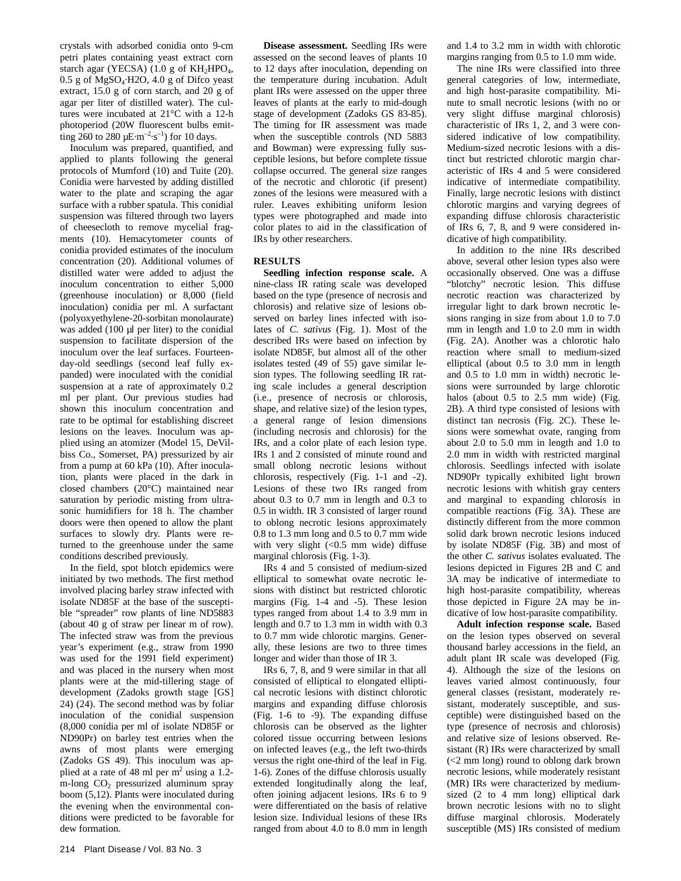crystals with adsorbed conidia onto 9-cm petri plates containing yeast extract corn starch agar (YECSA) (1.0 g of $KH_2HPO_4$, 0.5 g of $MgSO_4{\cdot}H2O$, 4.0 g of Difco yeast extract, 15.0 g of corn starch, and 20 g of agar per liter of distilled water). The cultures were incubated at 21°C with a 12-h photoperiod (20W fluorescent bulbs emitting 260 to 280 $\mu E{\cdot}m^{-2}{\cdot}s^{-1}$) for 10 days.

Inoculum was prepared, quantified, and applied to plants following the general protocols of Mumford (10) and Tuite (20). Conidia were harvested by adding distilled water to the plate and scraping the agar surface with a rubber spatula. This conidial suspension was filtered through two layers of cheesecloth to remove mycelial fragments (10). Hemacytometer counts of conidia provided estimates of the inoculum concentration (20). Additional volumes of distilled water were added to adjust the inoculum concentration to either 5,000 (greenhouse inoculation) or 8,000 (field inoculation) conidia per ml. A surfactant (polyoxyethylene-20-sorbitan monolaurate) was added (100 µl per liter) to the conidial suspension to facilitate dispersion of the inoculum over the leaf surfaces. Fourteen-day-old seedlings (second leaf fully expanded) were inoculated with the conidial suspension at a rate of approximately 0.2 ml per plant. Our previous studies had shown this inoculum concentration and rate to be optimal for establishing discreet lesions on the leaves. Inoculum was applied using an atomizer (Model 15, DeVilbiss Co., Somerset, PA) pressurized by air from a pump at 60 kPa (10). After inoculation, plants were placed in the dark in closed chambers (20°C) maintained near saturation by periodic misting from ultrasonic humidifiers for 18 h. The chamber doors were then opened to allow the plant surfaces to slowly dry. Plants were returned to the greenhouse under the same conditions described previously.

In the field, spot blotch epidemics were initiated by two methods. The first method involved placing barley straw infected with isolate ND85F at the base of the susceptible "spreader" row plants of line ND5883 (about 40 g of straw per linear m of row). The infected straw was from the previous year's experiment (e.g., straw from 1990 was used for the 1991 field experiment) and was placed in the nursery when most plants were at the mid-tillering stage of development (Zadoks growth stage [GS] 24) (24). The second method was by foliar inoculation of the conidial suspension (8,000 conidia per ml of isolate ND85F or ND90Pr) on barley test entries when the awns of most plants were emerging (Zadoks GS 49). This inoculum was applied at a rate of 48 ml per $m^2$ using a 1.2-m-long $CO_2$ pressurized aluminum spray boom (5,12). Plants were inoculated during the evening when the environmental conditions were predicted to be favorable for dew formation.

**Disease assessment.** Seedling IRs were assessed on the second leaves of plants 10 to 12 days after inoculation, depending on the temperature during incubation. Adult plant IRs were assessed on the upper three leaves of plants at the early to mid-dough stage of development (Zadoks GS 83-85). The timing for IR assessment was made when the susceptible controls (ND 5883 and Bowman) were expressing fully susceptible lesions, but before complete tissue collapse occurred. The general size ranges of the necrotic and chlorotic (if present) zones of the lesions were measured with a ruler. Leaves exhibiting uniform lesion types were photographed and made into color plates to aid in the classification of IRs by other researchers.

## RESULTS

**Seedling infection response scale.** A nine-class IR rating scale was developed based on the type (presence of necrosis and chlorosis) and relative size of lesions observed on barley lines infected with isolates of *C. sativus* (Fig. 1). Most of the described IRs were based on infection by isolate ND85F, but almost all of the other isolates tested (49 of 55) gave similar lesion types. The following seedling IR rating scale includes a general description (i.e., presence of necrosis or chlorosis, shape, and relative size) of the lesion types, a general range of lesion dimensions (including necrosis and chlorosis) for the IRs, and a color plate of each lesion type. IRs 1 and 2 consisted of minute round and small oblong necrotic lesions without chlorosis, respectively (Fig. 1-1 and -2). Lesions of these two IRs ranged from about 0.3 to 0.7 mm in length and 0.3 to 0.5 in width. IR 3 consisted of larger round to oblong necrotic lesions approximately 0.8 to 1.3 mm long and 0.5 to 0.7 mm wide with very slight (<0.5 mm wide) diffuse marginal chlorosis (Fig. 1-3).

IRs 4 and 5 consisted of medium-sized elliptical to somewhat ovate necrotic lesions with distinct but restricted chlorotic margins (Fig. 1-4 and -5). These lesion types ranged from about 1.4 to 3.9 mm in length and 0.7 to 1.3 mm in width with 0.3 to 0.7 mm wide chlorotic margins. Generally, these lesions are two to three times longer and wider than those of IR 3.

IRs 6, 7, 8, and 9 were similar in that all consisted of elliptical to elongated elliptical necrotic lesions with distinct chlorotic margins and expanding diffuse chlorosis (Fig. 1-6 to -9). The expanding diffuse chlorosis can be observed as the lighter colored tissue occurring between lesions on infected leaves (e.g., the left two-thirds versus the right one-third of the leaf in Fig. 1-6). Zones of the diffuse chlorosis usually extended longitudinally along the leaf, often joining adjacent lesions. IRs 6 to 9 were differentiated on the basis of relative lesion size. Individual lesions of these IRs ranged from about 4.0 to 8.0 mm in length and 1.4 to 3.2 mm in width with chlorotic margins ranging from 0.5 to 1.0 mm wide.

The nine IRs were classified into three general categories of low, intermediate, and high host-parasite compatibility. Minute to small necrotic lesions (with no or very slight diffuse marginal chlorosis) characteristic of IRs 1, 2, and 3 were considered indicative of low compatibility. Medium-sized necrotic lesions with a distinct but restricted chlorotic margin characteristic of IRs 4 and 5 were considered indicative of intermediate compatibility. Finally, large necrotic lesions with distinct chlorotic margins and varying degrees of expanding diffuse chlorosis characteristic of IRs 6, 7, 8, and 9 were considered indicative of high compatibility.

In addition to the nine IRs described above, several other lesion types also were occasionally observed. One was a diffuse "blotchy" necrotic lesion. This diffuse necrotic reaction was characterized by irregular light to dark brown necrotic lesions ranging in size from about 1.0 to 7.0 mm in length and 1.0 to 2.0 mm in width (Fig. 2A). Another was a chlorotic halo reaction where small to medium-sized elliptical (about 0.5 to 3.0 mm in length and 0.5 to 1.0 mm in width) necrotic lesions were surrounded by large chlorotic halos (about 0.5 to 2.5 mm wide) (Fig. 2B). A third type consisted of lesions with distinct tan necrosis (Fig. 2C). These lesions were somewhat ovate, ranging from about 2.0 to 5.0 mm in length and 1.0 to 2.0 mm in width with restricted marginal chlorosis. Seedlings infected with isolate ND90Pr typically exhibited light brown necrotic lesions with whitish gray centers and marginal to expanding chlorosis in compatible reactions (Fig. 3A). These are distinctly different from the more common solid dark brown necrotic lesions induced by isolate ND85F (Fig. 3B) and most of the other *C. sativus* isolates evaluated. The lesions depicted in Figures 2B and C and 3A may be indicative of intermediate to high host-parasite compatibility, whereas those depicted in Figure 2A may be indicative of low host-parasite compatibility.

**Adult infection response scale.** Based on the lesion types observed on several thousand barley accessions in the field, an adult plant IR scale was developed (Fig. 4). Although the size of the lesions on leaves varied almost continuously, four general classes (resistant, moderately resistant, moderately susceptible, and susceptible) were distinguished based on the type (presence of necrosis and chlorosis) and relative size of lesions observed. Resistant (R) IRs were characterized by small (<2 mm long) round to oblong dark brown necrotic lesions, while moderately resistant (MR) IRs were characterized by medium-sized (2 to 4 mm long) elliptical dark brown necrotic lesions with no to slight diffuse marginal chlorosis. Moderately susceptible (MS) IRs consisted of medium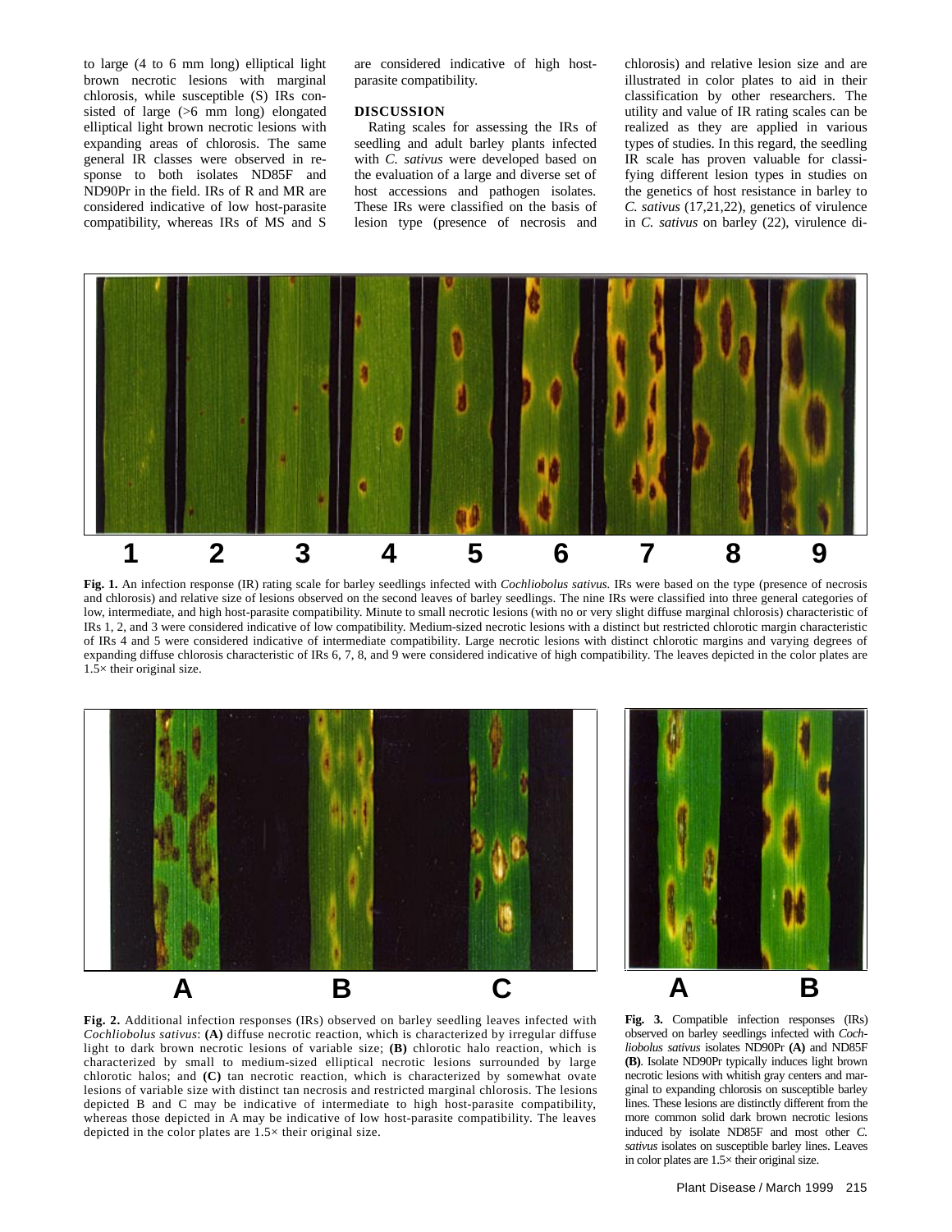to large (4 to 6 mm long) elliptical light brown necrotic lesions with marginal chlorosis, while susceptible (S) IRs consisted of large (>6 mm long) elongated elliptical light brown necrotic lesions with expanding areas of chlorosis. The same general IR classes were observed in response to both isolates ND85F and ND90Pr in the field. IRs of R and MR are considered indicative of low host-parasite compatibility, whereas IRs of MS and S are considered indicative of high host-parasite compatibility.

## DISCUSSION

Rating scales for assessing the IRs of seedling and adult barley plants infected with *C. sativus* were developed based on the evaluation of a large and diverse set of host accessions and pathogen isolates. These IRs were classified on the basis of lesion type (presence of necrosis and chlorosis) and relative lesion size and are illustrated in color plates to aid in their classification by other researchers. The utility and value of IR rating scales can be realized as they are applied in various types of studies. In this regard, the seedling IR scale has proven valuable for classifying different lesion types in studies on the genetics of host resistance in barley to *C. sativus* (17,21,22), genetics of virulence in *C. sativus* on barley (22), virulence di-

1 2 3 4 5 6 7 8 9

**Fig. 1.** An infection response (IR) rating scale for barley seedlings infected with *Cochliobolus sativus.* IRs were based on the type (presence of necrosis and chlorosis) and relative size of lesions observed on the second leaves of barley seedlings. The nine IRs were classified into three general categories of low, intermediate, and high host-parasite compatibility. Minute to small necrotic lesions (with no or very slight diffuse marginal chlorosis) characteristic of IRs 1, 2, and 3 were considered indicative of low compatibility. Medium-sized necrotic lesions with a distinct but restricted chlorotic margin characteristic of IRs 4 and 5 were considered indicative of intermediate compatibility. Large necrotic lesions with distinct chlorotic margins and varying degrees of expanding diffuse chlorosis characteristic of IRs 6, 7, 8, and 9 were considered indicative of high compatibility. The leaves depicted in the color plates are 1.5× their original size.

A B C

**Fig. 2.** Additional infection responses (IRs) observed on barley seedling leaves infected with *Cochliobolus sativus*: **(A)** diffuse necrotic reaction, which is characterized by irregular diffuse light to dark brown necrotic lesions of variable size; **(B)** chlorotic halo reaction, which is characterized by small to medium-sized elliptical necrotic lesions surrounded by large chlorotic halos; and **(C)** tan necrotic reaction, which is characterized by somewhat ovate lesions of variable size with distinct tan necrosis and restricted marginal chlorosis. The lesions depicted B and C may be indicative of intermediate to high host-parasite compatibility, whereas those depicted in A may be indicative of low host-parasite compatibility. The leaves depicted in the color plates are 1.5× their original size.

A B

**Fig. 3.** Compatible infection responses (IRs) observed on barley seedlings infected with *Cochliobolus sativus* isolates ND90Pr **(A)** and ND85F **(B)**. Isolate ND90Pr typically induces light brown necrotic lesions with whitish gray centers and marginal to expanding chlorosis on susceptible barley lines. These lesions are distinctly different from the more common solid dark brown necrotic lesions induced by isolate ND85F and most other *C. sativus* isolates on susceptible barley lines. Leaves in color plates are 1.5× their original size.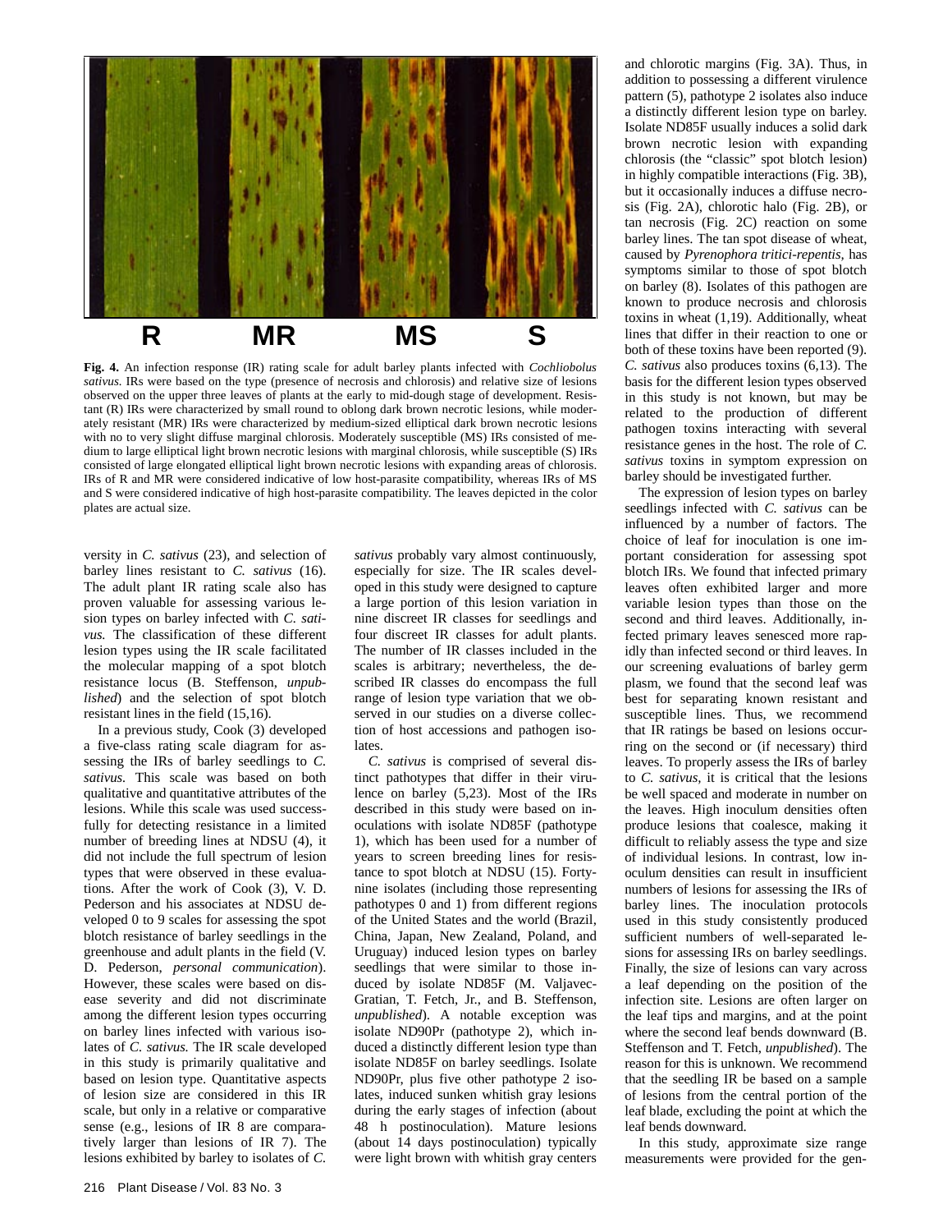R MR MS S

**Fig. 4.** An infection response (IR) rating scale for adult barley plants infected with *Cochliobolus sativus.* IRs were based on the type (presence of necrosis and chlorosis) and relative size of lesions observed on the upper three leaves of plants at the early to mid-dough stage of development. Resistant (R) IRs were characterized by small round to oblong dark brown necrotic lesions, while moderately resistant (MR) IRs were characterized by medium-sized elliptical dark brown necrotic lesions with no to very slight diffuse marginal chlorosis. Moderately susceptible (MS) IRs consisted of medium to large elliptical light brown necrotic lesions with marginal chlorosis, while susceptible (S) IRs consisted of large elongated elliptical light brown necrotic lesions with expanding areas of chlorosis. IRs of R and MR were considered indicative of low host-parasite compatibility, whereas IRs of MS and S were considered indicative of high host-parasite compatibility. The leaves depicted in the color plates are actual size.

versity in *C. sativus* (23), and selection of barley lines resistant to *C. sativus* (16). The adult plant IR rating scale also has proven valuable for assessing various lesion types on barley infected with *C. sativus.* The classification of these different lesion types using the IR scale facilitated the molecular mapping of a spot blotch resistance locus (B. Steffenson, *unpublished*) and the selection of spot blotch resistant lines in the field (15,16).

In a previous study, Cook (3) developed a five-class rating scale diagram for assessing the IRs of barley seedlings to *C. sativus.* This scale was based on both qualitative and quantitative attributes of the lesions. While this scale was used successfully for detecting resistance in a limited number of breeding lines at NDSU (4), it did not include the full spectrum of lesion types that were observed in these evaluations. After the work of Cook (3), V. D. Pederson and his associates at NDSU developed 0 to 9 scales for assessing the spot blotch resistance of barley seedlings in the greenhouse and adult plants in the field (V. D. Pederson, *personal communication*). However, these scales were based on disease severity and did not discriminate among the different lesion types occurring on barley lines infected with various isolates of *C. sativus.* The IR scale developed in this study is primarily qualitative and based on lesion type. Quantitative aspects of lesion size are considered in this IR scale, but only in a relative or comparative sense (e.g., lesions of IR 8 are comparatively larger than lesions of IR 7). The lesions exhibited by barley to isolates of *C. sativus* probably vary almost continuously, especially for size. The IR scales developed in this study were designed to capture a large portion of this lesion variation in nine discreet IR classes for seedlings and four discreet IR classes for adult plants. The number of IR classes included in the scales is arbitrary; nevertheless, the described IR classes do encompass the full range of lesion type variation that we observed in our studies on a diverse collection of host accessions and pathogen isolates.

*C. sativus* is comprised of several distinct pathotypes that differ in their virulence on barley (5,23). Most of the IRs described in this study were based on inoculations with isolate ND85F (pathotype 1), which has been used for a number of years to screen breeding lines for resistance to spot blotch at NDSU (15). Forty-nine isolates (including those representing pathotypes 0 and 1) from different regions of the United States and the world (Brazil, China, Japan, New Zealand, Poland, and Uruguay) induced lesion types on barley seedlings that were similar to those induced by isolate ND85F (M. Valjavec-Gratian, T. Fetch, Jr., and B. Steffenson, *unpublished*). A notable exception was isolate ND90Pr (pathotype 2), which induced a distinctly different lesion type than isolate ND85F on barley seedlings. Isolate ND90Pr, plus five other pathotype 2 isolates, induced sunken whitish gray lesions during the early stages of infection (about 48 h postinoculation). Mature lesions (about 14 days postinoculation) typically were light brown with whitish gray centers and chlorotic margins (Fig. 3A). Thus, in addition to possessing a different virulence pattern (5), pathotype 2 isolates also induce a distinctly different lesion type on barley. Isolate ND85F usually induces a solid dark brown necrotic lesion with expanding chlorosis (the "classic" spot blotch lesion) in highly compatible interactions (Fig. 3B), but it occasionally induces a diffuse necrosis (Fig. 2A), chlorotic halo (Fig. 2B), or tan necrosis (Fig. 2C) reaction on some barley lines. The tan spot disease of wheat, caused by *Pyrenophora tritici-repentis,* has symptoms similar to those of spot blotch on barley (8). Isolates of this pathogen are known to produce necrosis and chlorosis toxins in wheat (1,19). Additionally, wheat lines that differ in their reaction to one or both of these toxins have been reported (9). *C. sativus* also produces toxins (6,13). The basis for the different lesion types observed in this study is not known, but may be related to the production of different pathogen toxins interacting with several resistance genes in the host. The role of *C. sativus* toxins in symptom expression on barley should be investigated further.

The expression of lesion types on barley seedlings infected with *C. sativus* can be influenced by a number of factors. The choice of leaf for inoculation is one important consideration for assessing spot blotch IRs. We found that infected primary leaves often exhibited larger and more variable lesion types than those on the second and third leaves. Additionally, infected primary leaves senesced more rapidly than infected second or third leaves. In our screening evaluations of barley germ plasm, we found that the second leaf was best for separating known resistant and susceptible lines. Thus, we recommend that IR ratings be based on lesions occurring on the second or (if necessary) third leaves. To properly assess the IRs of barley to *C. sativus,* it is critical that the lesions be well spaced and moderate in number on the leaves. High inoculum densities often produce lesions that coalesce, making it difficult to reliably assess the type and size of individual lesions. In contrast, low inoculum densities can result in insufficient numbers of lesions for assessing the IRs of barley lines. The inoculation protocols used in this study consistently produced sufficient numbers of well-separated lesions for assessing IRs on barley seedlings. Finally, the size of lesions can vary across a leaf depending on the position of the infection site. Lesions are often larger on the leaf tips and margins, and at the point where the second leaf bends downward (B. Steffenson and T. Fetch, *unpublished*). The reason for this is unknown. We recommend that the seedling IR be based on a sample of lesions from the central portion of the leaf blade, excluding the point at which the leaf bends downward.

In this study, approximate size range measurements were provided for the gen-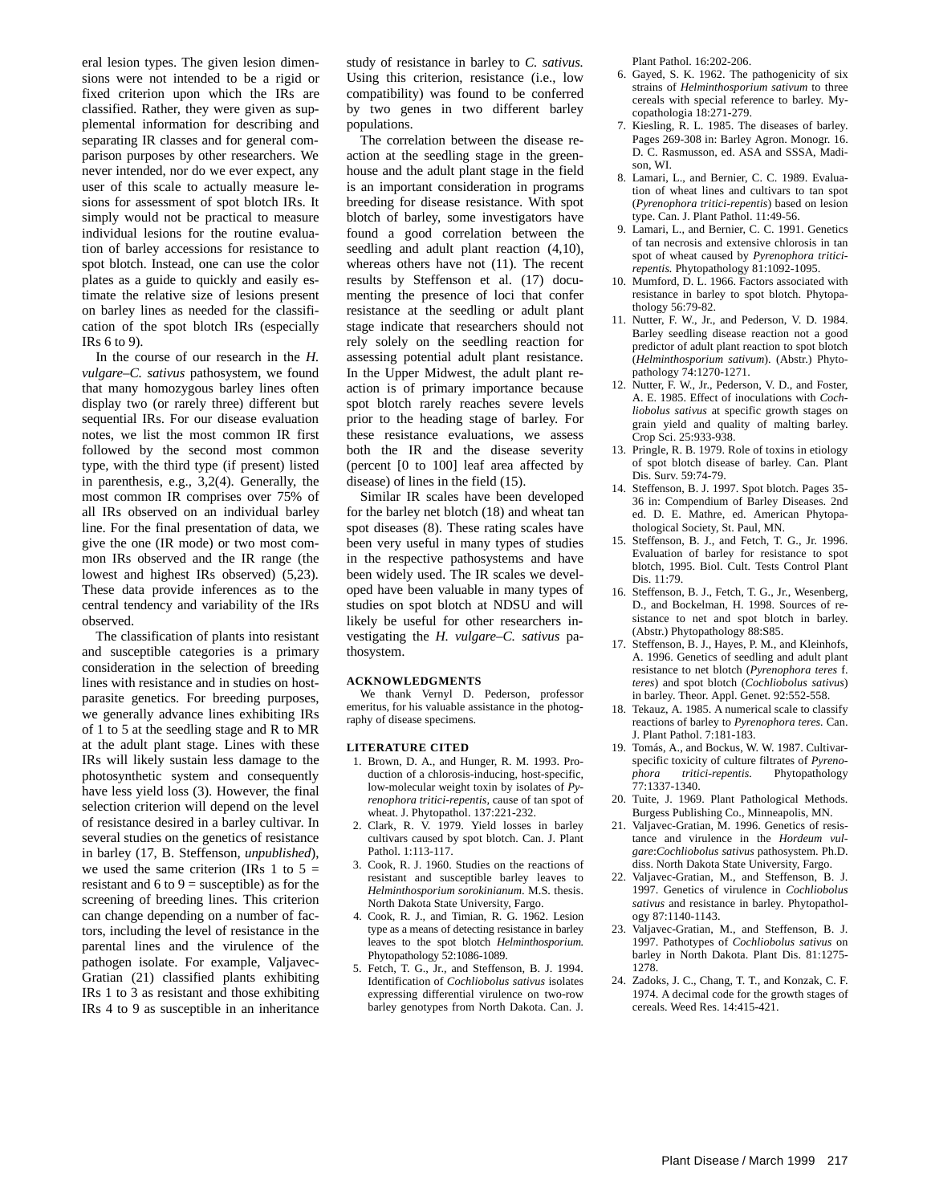eral lesion types. The given lesion dimensions were not intended to be a rigid or fixed criterion upon which the IRs are classified. Rather, they were given as supplemental information for describing and separating IR classes and for general comparison purposes by other researchers. We never intended, nor do we ever expect, any user of this scale to actually measure lesions for assessment of spot blotch IRs. It simply would not be practical to measure individual lesions for the routine evaluation of barley accessions for resistance to spot blotch. Instead, one can use the color plates as a guide to quickly and easily estimate the relative size of lesions present on barley lines as needed for the classification of the spot blotch IRs (especially IRs 6 to 9).

In the course of our research in the *H. vulgare–C. sativus* pathosystem, we found that many homozygous barley lines often display two (or rarely three) different but sequential IRs. For our disease evaluation notes, we list the most common IR first followed by the second most common type, with the third type (if present) listed in parenthesis, e.g., 3,2(4). Generally, the most common IR comprises over 75% of all IRs observed on an individual barley line. For the final presentation of data, we give the one (IR mode) or two most common IRs observed and the IR range (the lowest and highest IRs observed) (5,23). These data provide inferences as to the central tendency and variability of the IRs observed.

The classification of plants into resistant and susceptible categories is a primary consideration in the selection of breeding lines with resistance and in studies on host-parasite genetics. For breeding purposes, we generally advance lines exhibiting IRs of 1 to 5 at the seedling stage and R to MR at the adult plant stage. Lines with these IRs will likely sustain less damage to the photosynthetic system and consequently have less yield loss (3). However, the final selection criterion will depend on the level of resistance desired in a barley cultivar. In several studies on the genetics of resistance in barley (17, B. Steffenson, *unpublished*), we used the same criterion (IRs 1 to 5 = resistant and 6 to 9 = susceptible) as for the screening of breeding lines. This criterion can change depending on a number of factors, including the level of resistance in the parental lines and the virulence of the pathogen isolate. For example, Valjavec-Gratian (21) classified plants exhibiting IRs 1 to 3 as resistant and those exhibiting IRs 4 to 9 as susceptible in an inheritance study of resistance in barley to *C. sativus.* Using this criterion, resistance (i.e., low compatibility) was found to be conferred by two genes in two different barley populations.

The correlation between the disease reaction at the seedling stage in the greenhouse and the adult plant stage in the field is an important consideration in programs breeding for disease resistance. With spot blotch of barley, some investigators have found a good correlation between the seedling and adult plant reaction (4,10), whereas others have not (11). The recent results by Steffenson et al. (17) documenting the presence of loci that confer resistance at the seedling or adult plant stage indicate that researchers should not rely solely on the seedling reaction for assessing potential adult plant resistance. In the Upper Midwest, the adult plant reaction is of primary importance because spot blotch rarely reaches severe levels prior to the heading stage of barley. For these resistance evaluations, we assess both the IR and the disease severity (percent [0 to 100] leaf area affected by disease) of lines in the field (15).

Similar IR scales have been developed for the barley net blotch (18) and wheat tan spot diseases (8). These rating scales have been very useful in many types of studies in the respective pathosystems and have been widely used. The IR scales we developed have been valuable in many types of studies on spot blotch at NDSU and will likely be useful for other researchers investigating the *H. vulgare–C. sativus* pathosystem.

## ACKNOWLEDGMENTS

We thank Vernyl D. Pederson, professor emeritus, for his valuable assistance in the photography of disease specimens.

## LITERATURE CITED

1. Brown, D. A., and Hunger, R. M. 1993. Production of a chlorosis-inducing, host-specific, low-molecular weight toxin by isolates of *Pyrenophora tritici-repentis*, cause of tan spot of wheat. J. Phytopathol. 137:221-232.
2. Clark, R. V. 1979. Yield losses in barley cultivars caused by spot blotch. Can. J. Plant Pathol. 1:113-117.
3. Cook, R. J. 1960. Studies on the reactions of resistant and susceptible barley leaves to *Helminthosporium sorokinianum*. M.S. thesis. North Dakota State University, Fargo.
4. Cook, R. J., and Timian, R. G. 1962. Lesion type as a means of detecting resistance in barley leaves to the spot blotch *Helminthosporium.* Phytopathology 52:1086-1089.
5. Fetch, T. G., Jr., and Steffenson, B. J. 1994. Identification of *Cochliobolus sativus* isolates expressing differential virulence on two-row barley genotypes from North Dakota. Can. J. Plant Pathol. 16:202-206.
6. Gayed, S. K. 1962. The pathogenicity of six strains of *Helminthosporium sativum* to three cereals with special reference to barley. Mycopathologia 18:271-279.
7. Kiesling, R. L. 1985. The diseases of barley. Pages 269-308 in: Barley Agron. Monogr. 16. D. C. Rasmusson, ed. ASA and SSSA, Madison, WI.
8. Lamari, L., and Bernier, C. C. 1989. Evaluation of wheat lines and cultivars to tan spot (*Pyrenophora tritici-repentis*) based on lesion type. Can. J. Plant Pathol. 11:49-56.
9. Lamari, L., and Bernier, C. C. 1991. Genetics of tan necrosis and extensive chlorosis in tan spot of wheat caused by *Pyrenophora tritici-repentis.* Phytopathology 81:1092-1095.
10. Mumford, D. L. 1966. Factors associated with resistance in barley to spot blotch. Phytopathology 56:79-82.
11. Nutter, F. W., Jr., and Pederson, V. D. 1984. Barley seedling disease reaction not a good predictor of adult plant reaction to spot blotch (*Helminthosporium sativum*). (Abstr.) Phytopathology 74:1270-1271.
12. Nutter, F. W., Jr., Pederson, V. D., and Foster, A. E. 1985. Effect of inoculations with *Cochliobolus sativus* at specific growth stages on grain yield and quality of malting barley. Crop Sci. 25:933-938.
13. Pringle, R. B. 1979. Role of toxins in etiology of spot blotch disease of barley. Can. Plant Dis. Surv. 59:74-79.
14. Steffenson, B. J. 1997. Spot blotch. Pages 35-36 in: Compendium of Barley Diseases. 2nd ed. D. E. Mathre, ed. American Phytopathological Society, St. Paul, MN.
15. Steffenson, B. J., and Fetch, T. G., Jr. 1996. Evaluation of barley for resistance to spot blotch, 1995. Biol. Cult. Tests Control Plant Dis. 11:79.
16. Steffenson, B. J., Fetch, T. G., Jr., Wesenberg, D., and Bockelman, H. 1998. Sources of resistance to net and spot blotch in barley. (Abstr.) Phytopathology 88:S85.
17. Steffenson, B. J., Hayes, P. M., and Kleinhofs, A. 1996. Genetics of seedling and adult plant resistance to net blotch (*Pyrenophora teres* f. *teres*) and spot blotch (*Cochliobolus sativus*) in barley. Theor. Appl. Genet. 92:552-558.
18. Tekauz, A. 1985. A numerical scale to classify reactions of barley to *Pyrenophora teres.* Can. J. Plant Pathol. 7:181-183.
19. Tomás, A., and Bockus, W. W. 1987. Cultivar-specific toxicity of culture filtrates of *Pyrenophora tritici-repentis.* Phytopathology 77:1337-1340.
20. Tuite, J. 1969. Plant Pathological Methods. Burgess Publishing Co., Minneapolis, MN.
21. Valjavec-Gratian, M. 1996. Genetics of resistance and virulence in the *Hordeum vulgare*:*Cochliobolus sativus* pathosystem. Ph.D. diss. North Dakota State University, Fargo.
22. Valjavec-Gratian, M., and Steffenson, B. J. 1997. Genetics of virulence in *Cochliobolus sativus* and resistance in barley. Phytopathology 87:1140-1143.
23. Valjavec-Gratian, M., and Steffenson, B. J. 1997. Pathotypes of *Cochliobolus sativus* on barley in North Dakota. Plant Dis. 81:1275-1278.
24. Zadoks, J. C., Chang, T. T., and Konzak, C. F. 1974. A decimal code for the growth stages of cereals. Weed Res. 14:415-421.